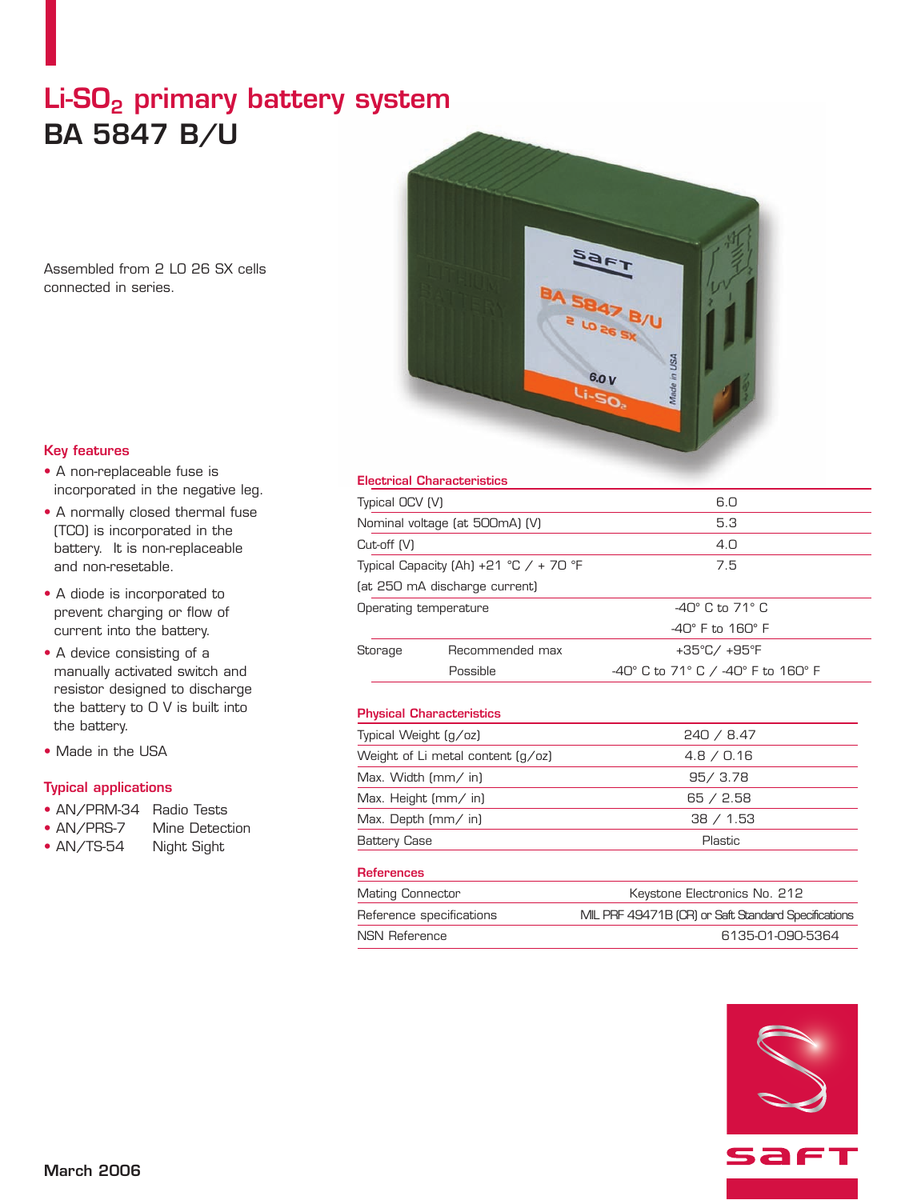# $Li\text{-}SO_2$ primary battery system

# BA 5847 B/U

Assembled from 2 LO 26 SX cells connected in series.

### Key features

- A non-replaceable fuse is incorporated in the negative leg.
- A normally closed thermal fuse (TCO) is incorporated in the battery. It is non-replaceable and non-resetable.
- A diode is incorporated to prevent charging or flow of current into the battery.
- A device consisting of a manually activated switch and resistor designed to discharge the battery to 0 V is built into the battery.
- Made in the USA

### Typical applications

- AN/PRM-34 Radio Tests
- AN/PRS-7 Mine Detection
- AN/TS-54 Night Sight

### Electrical Characteristics

| | | |
|---|---|---|
| Typical OCV (V) | | 6.0 |
| Nominal voltage (at 500mA) (V) | | 5.3 |
| Cut-off (V) | | 4.0 |
| Typical Capacity (Ah) +21 °C / + 70 °F (at 250 mA discharge current) | | 7.5 |
| Operating temperature | | -40° C to 71° C<br>-40° F to 160° F |
| Storage | Recommended max | +35°C/ +95°F |
| | Possible | -40° C to 71° C / -40° F to 160° F |

### Physical Characteristics

| | |
|---|---|
| Typical Weight (g/oz) | 240 / 8.47 |
| Weight of Li metal content (g/oz) | 4.8 / 0.16 |
| Max. Width (mm/ in) | 95/ 3.78 |
| Max. Height (mm/ in) | 65 / 2.58 |
| Max. Depth (mm/ in) | 38 / 1.53 |
| Battery Case | Plastic |

### References

| | |
|---|---|
| Mating Connector | Keystone Electronics No. 212 |
| Reference specifications | MIL PRF 49471B (CR) or Saft Standard Specifications |
| NSN Reference | 6135-01-090-5364 |

March 2006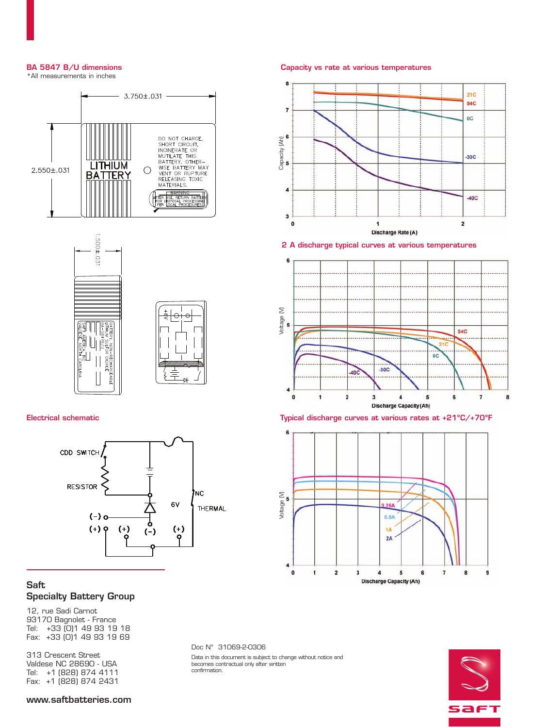## BA 5847 B/U dimensions

*All measurements in inches

3.750±.031

2.550±.031

LITHIUM BATTERY

DO NOT CHARGE, SHORT CIRCUIT, INCINERATE OR MUTILATE THIS BATTERY. OTHERWISE BATTERY MAY VENT OR RUPTURE RELEASING TOXIC MATERIALS.

WARNING
AFTER USE, RETURN BATTERY FOR DISPOSAL PROCESSING PER LOCAL PROCEDURES

1.500±.031

BATTERY, NON-RECHARGEABLE LITHIUM SULFUR DIOXIDE BA-5847/U

SAFT AMERICA, INC VALDESE, NORTH CAROLINA

+6V

## Capacity vs rate at various temperatures

Capacity (Ah)

Discharge Rate (A)

8, 7, 6, 5, 4, 3

0, 1, 2

21C
54C
0C
-30C
-40C

## 2 A discharge typical curves at various temperatures

Voltage (V)

Discharge Capacity (Ah)

6, 5, 4

0, 1, 2, 3, 4, 5, 6, 7, 8

54C
21C
0C
-30C
-40C

## Electrical schematic

CDD SWITCH
RESISTOR
6V
NC
THERMAL
(−)
(+)
(+)
(−)
(+)

## Typical discharge curves at various rates at +21°C/+70°F

Voltage (V)

Discharge Capacity (Ah)

6, 5, 4

0, 1, 2, 3, 4, 5, 6, 7, 8, 9

0.25A
0.5A
1A
2A

**Saft**
**Specialty Battery Group**

12, rue Sadi Carnot
93170 Bagnolet - France
Tel: +33 (0)1 49 93 19 18
Fax: +33 (0)1 49 93 19 69

313 Crescent Street
Valdese NC 28690 - USA
Tel: +1 (828) 874 4111
Fax: +1 (828) 874 2431

**www.saftbatteries.com**

Doc N° 31069-2-0306

Data in this document is subject to change without notice and becomes contractual only after written confirmation.

saft